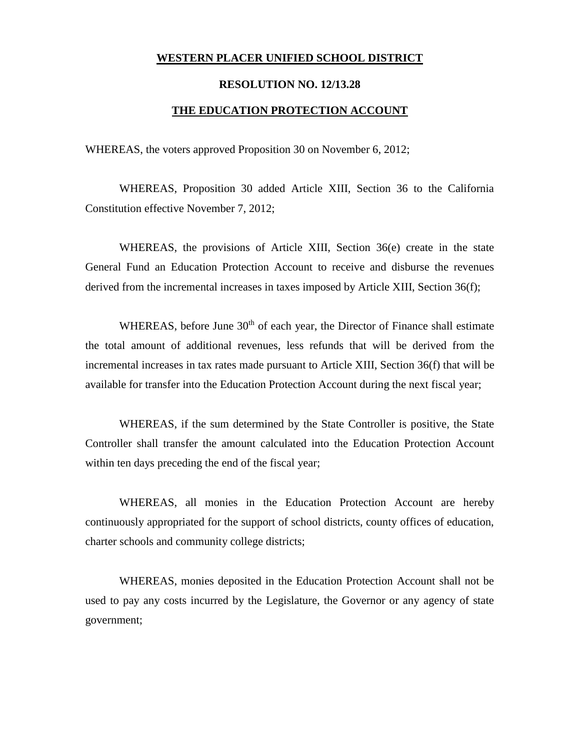**WESTERN PLACER UNIFIED SCHOOL DISTRICT**

**RESOLUTION NO. 12/13.28**

**THE EDUCATION PROTECTION ACCOUNT**

WHEREAS, the voters approved Proposition 30 on November 6, 2012;

WHEREAS, Proposition 30 added Article XIII, Section 36 to the California Constitution effective November 7, 2012;

WHEREAS, the provisions of Article XIII, Section 36(e) create in the state General Fund an Education Protection Account to receive and disburse the revenues derived from the incremental increases in taxes imposed by Article XIII, Section 36(f);

WHEREAS, before June 30th of each year, the Director of Finance shall estimate the total amount of additional revenues, less refunds that will be derived from the incremental increases in tax rates made pursuant to Article XIII, Section 36(f) that will be available for transfer into the Education Protection Account during the next fiscal year;

WHEREAS, if the sum determined by the State Controller is positive, the State Controller shall transfer the amount calculated into the Education Protection Account within ten days preceding the end of the fiscal year;

WHEREAS, all monies in the Education Protection Account are hereby continuously appropriated for the support of school districts, county offices of education, charter schools and community college districts;

WHEREAS, monies deposited in the Education Protection Account shall not be used to pay any costs incurred by the Legislature, the Governor or any agency of state government;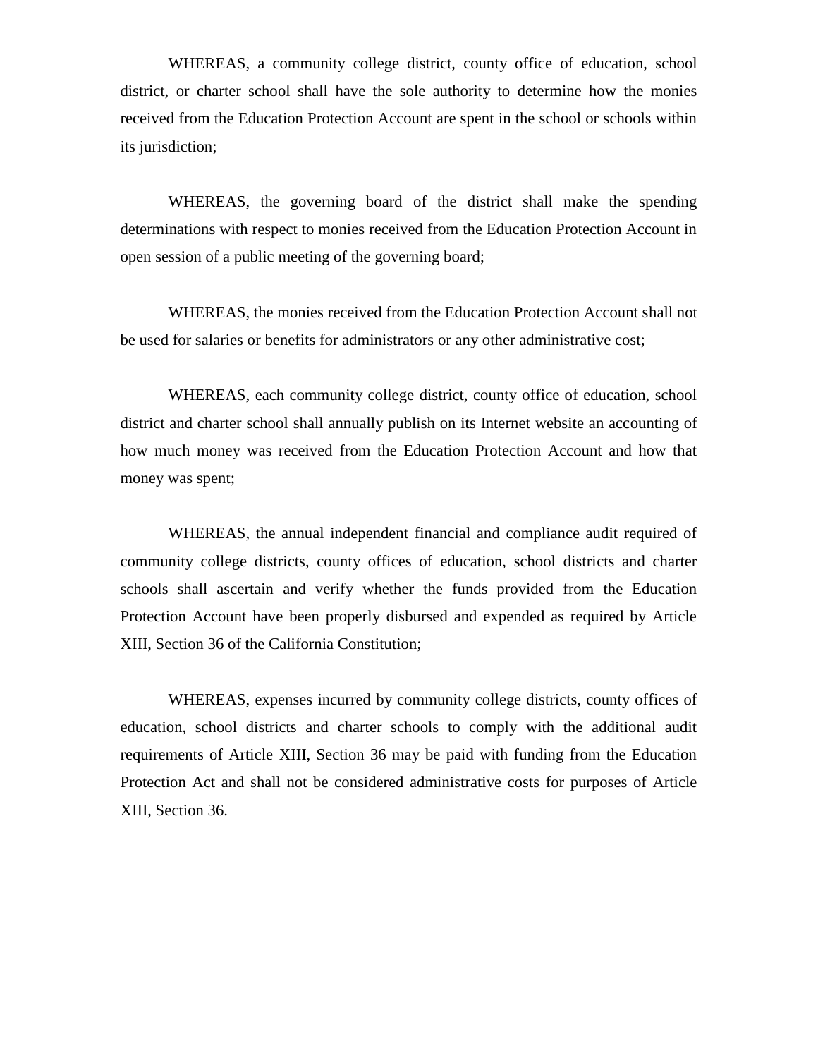WHEREAS, a community college district, county office of education, school district, or charter school shall have the sole authority to determine how the monies received from the Education Protection Account are spent in the school or schools within its jurisdiction;

WHEREAS, the governing board of the district shall make the spending determinations with respect to monies received from the Education Protection Account in open session of a public meeting of the governing board;

WHEREAS, the monies received from the Education Protection Account shall not be used for salaries or benefits for administrators or any other administrative cost;

WHEREAS, each community college district, county office of education, school district and charter school shall annually publish on its Internet website an accounting of how much money was received from the Education Protection Account and how that money was spent;

WHEREAS, the annual independent financial and compliance audit required of community college districts, county offices of education, school districts and charter schools shall ascertain and verify whether the funds provided from the Education Protection Account have been properly disbursed and expended as required by Article XIII, Section 36 of the California Constitution;

WHEREAS, expenses incurred by community college districts, county offices of education, school districts and charter schools to comply with the additional audit requirements of Article XIII, Section 36 may be paid with funding from the Education Protection Act and shall not be considered administrative costs for purposes of Article XIII, Section 36.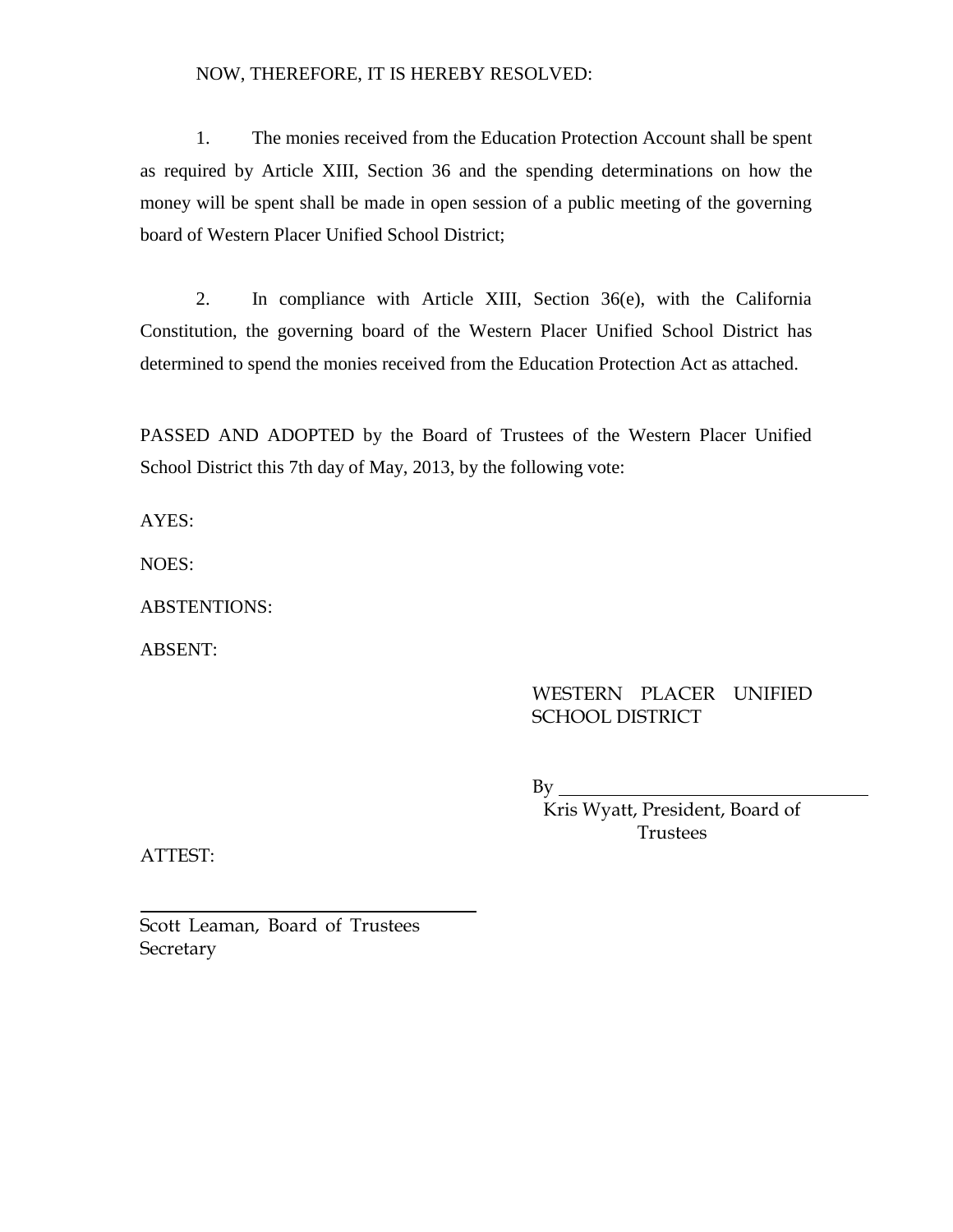NOW, THEREFORE, IT IS HEREBY RESOLVED:

1. The monies received from the Education Protection Account shall be spent as required by Article XIII, Section 36 and the spending determinations on how the money will be spent shall be made in open session of a public meeting of the governing board of Western Placer Unified School District;

2. In compliance with Article XIII, Section 36(e), with the California Constitution, the governing board of the Western Placer Unified School District has determined to spend the monies received from the Education Protection Act as attached.

PASSED AND ADOPTED by the Board of Trustees of the Western Placer Unified School District this 7th day of May, 2013, by the following vote:

AYES:

NOES:

ABSTENTIONS:

ABSENT:

WESTERN PLACER UNIFIED SCHOOL DISTRICT

By ________________________________
Kris Wyatt, President, Board of Trustees

ATTEST:

________________________________
Scott Leaman, Board of Trustees Secretary